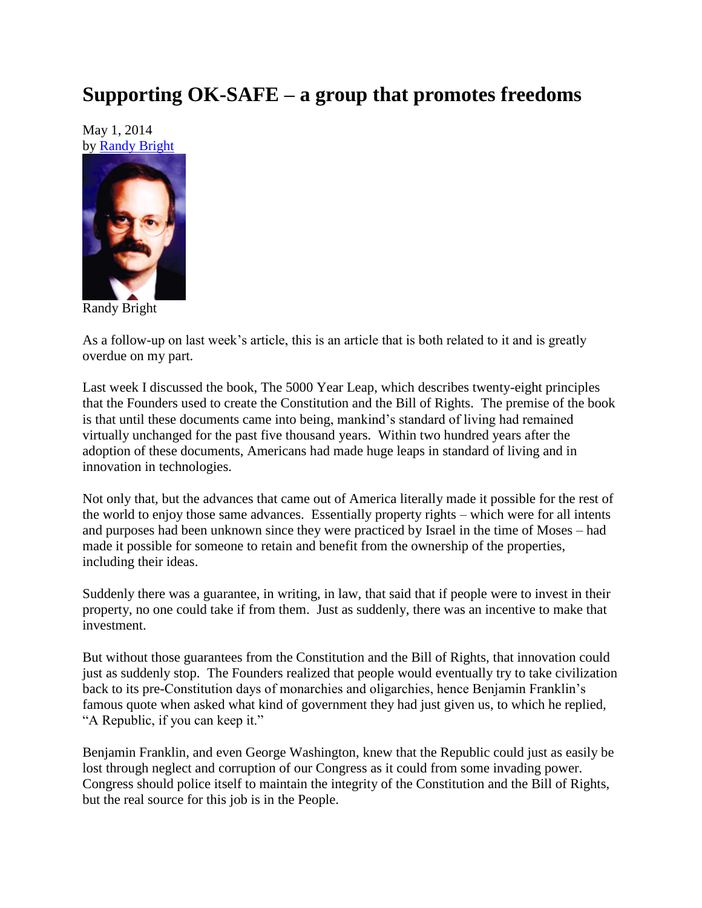# Supporting OK-SAFE – a group that promotes freedoms

May 1, 2014
by Randy Bright

Randy Bright

As a follow-up on last week's article, this is an article that is both related to it and is greatly overdue on my part.

Last week I discussed the book, The 5000 Year Leap, which describes twenty-eight principles that the Founders used to create the Constitution and the Bill of Rights. The premise of the book is that until these documents came into being, mankind's standard of living had remained virtually unchanged for the past five thousand years. Within two hundred years after the adoption of these documents, Americans had made huge leaps in standard of living and in innovation in technologies.

Not only that, but the advances that came out of America literally made it possible for the rest of the world to enjoy those same advances. Essentially property rights – which were for all intents and purposes had been unknown since they were practiced by Israel in the time of Moses – had made it possible for someone to retain and benefit from the ownership of the properties, including their ideas.

Suddenly there was a guarantee, in writing, in law, that said that if people were to invest in their property, no one could take if from them. Just as suddenly, there was an incentive to make that investment.

But without those guarantees from the Constitution and the Bill of Rights, that innovation could just as suddenly stop. The Founders realized that people would eventually try to take civilization back to its pre-Constitution days of monarchies and oligarchies, hence Benjamin Franklin's famous quote when asked what kind of government they had just given us, to which he replied, "A Republic, if you can keep it."

Benjamin Franklin, and even George Washington, knew that the Republic could just as easily be lost through neglect and corruption of our Congress as it could from some invading power. Congress should police itself to maintain the integrity of the Constitution and the Bill of Rights, but the real source for this job is in the People.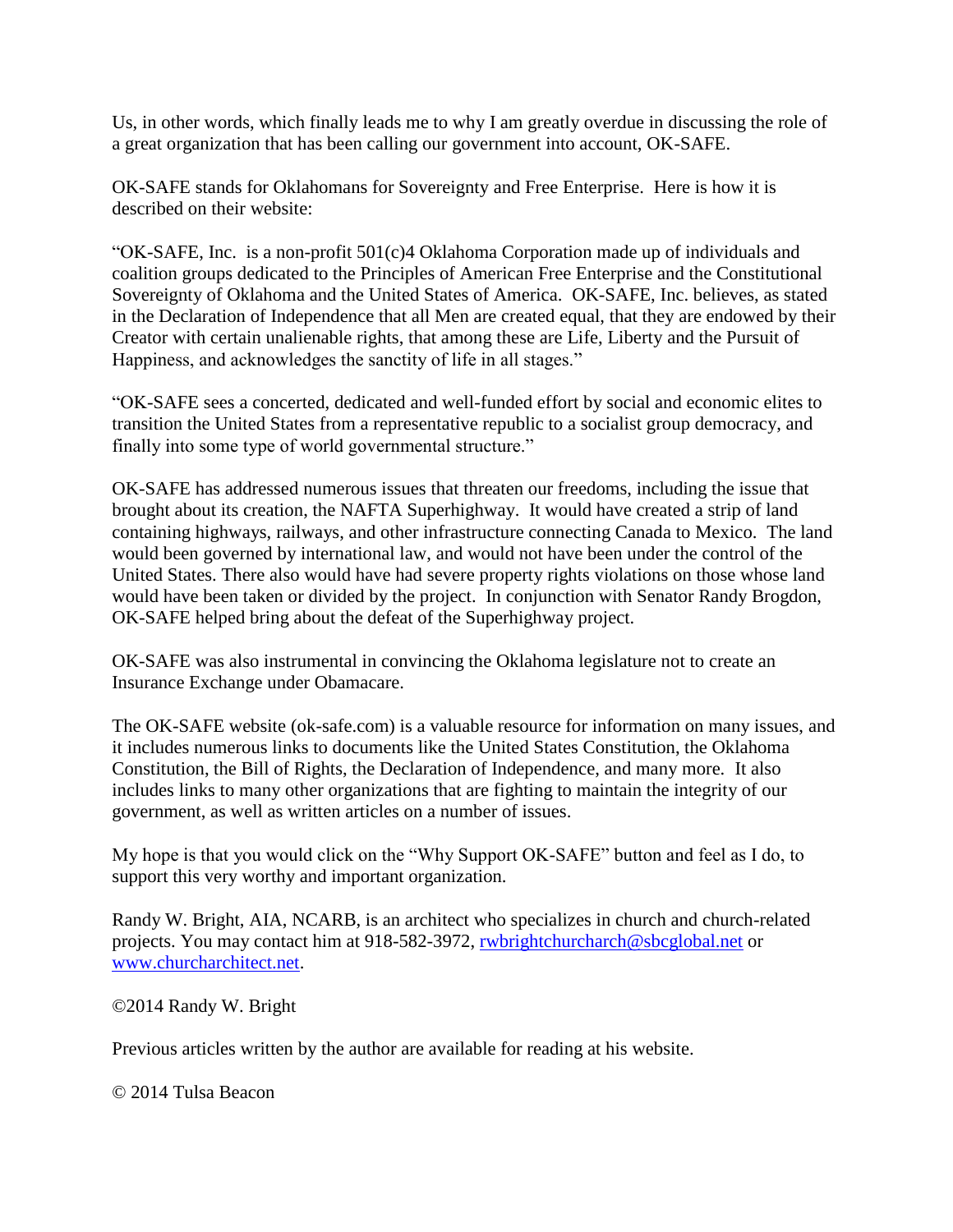Us, in other words, which finally leads me to why I am greatly overdue in discussing the role of a great organization that has been calling our government into account, OK-SAFE.

OK-SAFE stands for Oklahomans for Sovereignty and Free Enterprise. Here is how it is described on their website:

"OK-SAFE, Inc. is a non-profit 501(c)4 Oklahoma Corporation made up of individuals and coalition groups dedicated to the Principles of American Free Enterprise and the Constitutional Sovereignty of Oklahoma and the United States of America. OK-SAFE, Inc. believes, as stated in the Declaration of Independence that all Men are created equal, that they are endowed by their Creator with certain unalienable rights, that among these are Life, Liberty and the Pursuit of Happiness, and acknowledges the sanctity of life in all stages."

"OK-SAFE sees a concerted, dedicated and well-funded effort by social and economic elites to transition the United States from a representative republic to a socialist group democracy, and finally into some type of world governmental structure."

OK-SAFE has addressed numerous issues that threaten our freedoms, including the issue that brought about its creation, the NAFTA Superhighway. It would have created a strip of land containing highways, railways, and other infrastructure connecting Canada to Mexico. The land would been governed by international law, and would not have been under the control of the United States. There also would have had severe property rights violations on those whose land would have been taken or divided by the project. In conjunction with Senator Randy Brogdon, OK-SAFE helped bring about the defeat of the Superhighway project.

OK-SAFE was also instrumental in convincing the Oklahoma legislature not to create an Insurance Exchange under Obamacare.

The OK-SAFE website (ok-safe.com) is a valuable resource for information on many issues, and it includes numerous links to documents like the United States Constitution, the Oklahoma Constitution, the Bill of Rights, the Declaration of Independence, and many more. It also includes links to many other organizations that are fighting to maintain the integrity of our government, as well as written articles on a number of issues.

My hope is that you would click on the "Why Support OK-SAFE" button and feel as I do, to support this very worthy and important organization.

Randy W. Bright, AIA, NCARB, is an architect who specializes in church and church-related projects. You may contact him at 918-582-3972, rwbrightchurcharch@sbcglobal.net or www.churcharchitect.net.

©2014 Randy W. Bright

Previous articles written by the author are available for reading at his website.

© 2014 Tulsa Beacon